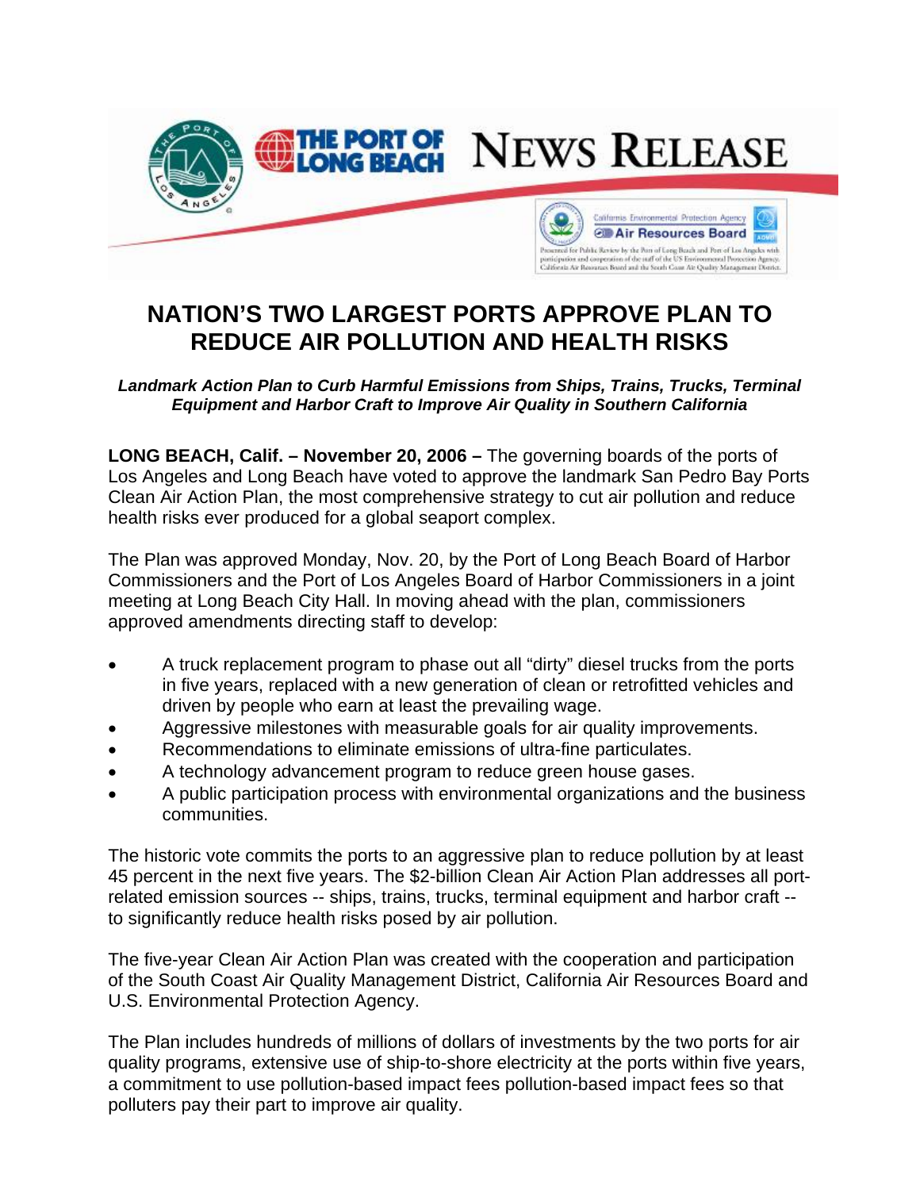THE PORT OF LONG BEACH NEWS RELEASE

California Environmental Protection Agency
Air Resources Board

Presented for Public Review by the Port of Long Beach and Port of Los Angeles with participation and cooperation of the staff of the US Environmental Protection Agency, California Air Resources Board and the South Coast Air Quality Management District.

# NATION'S TWO LARGEST PORTS APPROVE PLAN TO REDUCE AIR POLLUTION AND HEALTH RISKS

***Landmark Action Plan to Curb Harmful Emissions from Ships, Trains, Trucks, Terminal Equipment and Harbor Craft to Improve Air Quality in Southern California***

**LONG BEACH, Calif. – November 20, 2006 –** The governing boards of the ports of Los Angeles and Long Beach have voted to approve the landmark San Pedro Bay Ports Clean Air Action Plan, the most comprehensive strategy to cut air pollution and reduce health risks ever produced for a global seaport complex.

The Plan was approved Monday, Nov. 20, by the Port of Long Beach Board of Harbor Commissioners and the Port of Los Angeles Board of Harbor Commissioners in a joint meeting at Long Beach City Hall. In moving ahead with the plan, commissioners approved amendments directing staff to develop:

- A truck replacement program to phase out all "dirty" diesel trucks from the ports in five years, replaced with a new generation of clean or retrofitted vehicles and driven by people who earn at least the prevailing wage.
- Aggressive milestones with measurable goals for air quality improvements.
- Recommendations to eliminate emissions of ultra-fine particulates.
- A technology advancement program to reduce green house gases.
- A public participation process with environmental organizations and the business communities.

The historic vote commits the ports to an aggressive plan to reduce pollution by at least 45 percent in the next five years. The $2-billion Clean Air Action Plan addresses all port-related emission sources -- ships, trains, trucks, terminal equipment and harbor craft -- to significantly reduce health risks posed by air pollution.

The five-year Clean Air Action Plan was created with the cooperation and participation of the South Coast Air Quality Management District, California Air Resources Board and U.S. Environmental Protection Agency.

The Plan includes hundreds of millions of dollars of investments by the two ports for air quality programs, extensive use of ship-to-shore electricity at the ports within five years, a commitment to use pollution-based impact fees pollution-based impact fees so that polluters pay their part to improve air quality.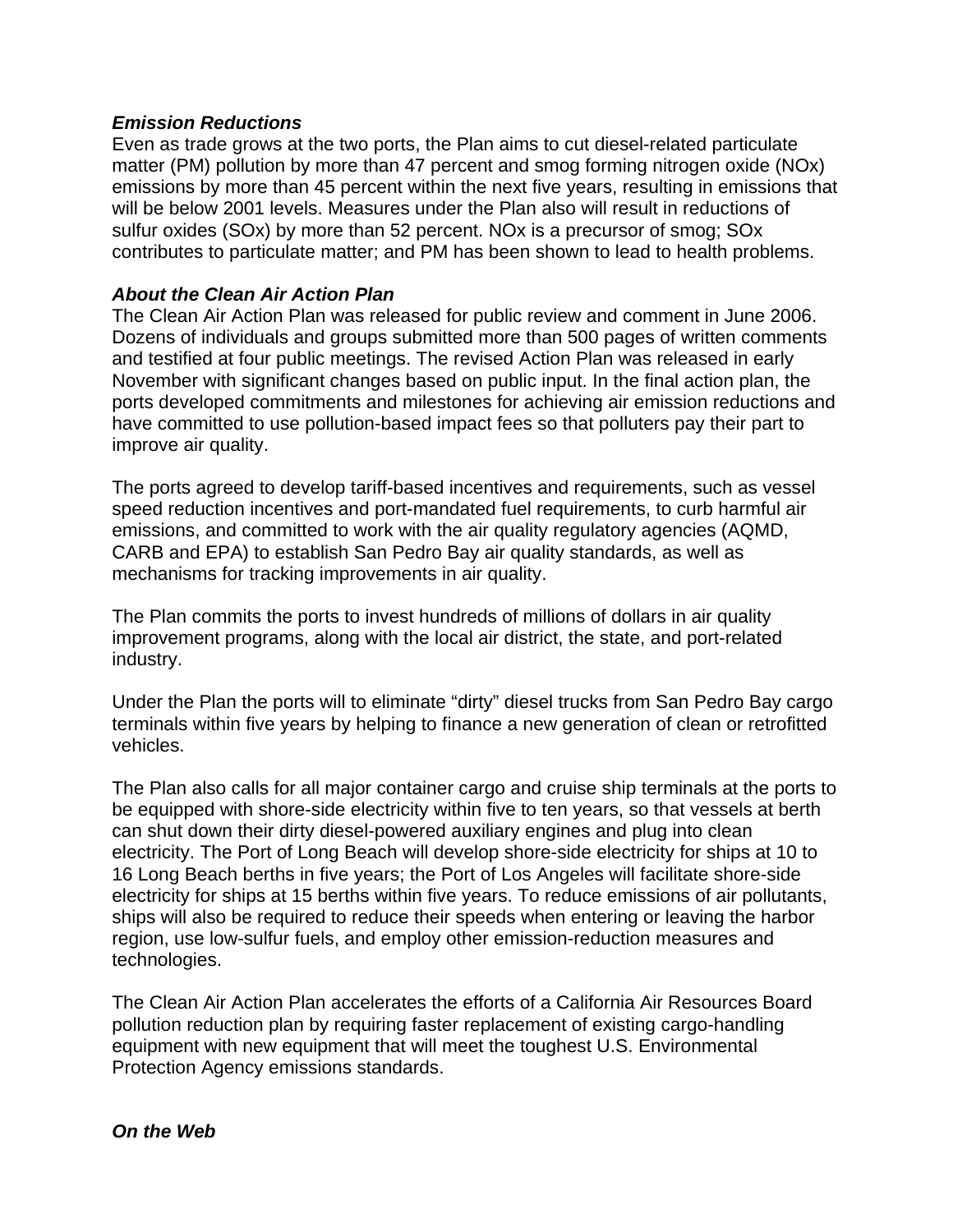***Emission Reductions***

Even as trade grows at the two ports, the Plan aims to cut diesel-related particulate matter (PM) pollution by more than 47 percent and smog forming nitrogen oxide (NOx) emissions by more than 45 percent within the next five years, resulting in emissions that will be below 2001 levels. Measures under the Plan also will result in reductions of sulfur oxides (SOx) by more than 52 percent. NOx is a precursor of smog; SOx contributes to particulate matter; and PM has been shown to lead to health problems.

***About the Clean Air Action Plan***

The Clean Air Action Plan was released for public review and comment in June 2006. Dozens of individuals and groups submitted more than 500 pages of written comments and testified at four public meetings. The revised Action Plan was released in early November with significant changes based on public input. In the final action plan, the ports developed commitments and milestones for achieving air emission reductions and have committed to use pollution-based impact fees so that polluters pay their part to improve air quality.

The ports agreed to develop tariff-based incentives and requirements, such as vessel speed reduction incentives and port-mandated fuel requirements, to curb harmful air emissions, and committed to work with the air quality regulatory agencies (AQMD, CARB and EPA) to establish San Pedro Bay air quality standards, as well as mechanisms for tracking improvements in air quality.

The Plan commits the ports to invest hundreds of millions of dollars in air quality improvement programs, along with the local air district, the state, and port-related industry.

Under the Plan the ports will to eliminate "dirty" diesel trucks from San Pedro Bay cargo terminals within five years by helping to finance a new generation of clean or retrofitted vehicles.

The Plan also calls for all major container cargo and cruise ship terminals at the ports to be equipped with shore-side electricity within five to ten years, so that vessels at berth can shut down their dirty diesel-powered auxiliary engines and plug into clean electricity. The Port of Long Beach will develop shore-side electricity for ships at 10 to 16 Long Beach berths in five years; the Port of Los Angeles will facilitate shore-side electricity for ships at 15 berths within five years. To reduce emissions of air pollutants, ships will also be required to reduce their speeds when entering or leaving the harbor region, use low-sulfur fuels, and employ other emission-reduction measures and technologies.

The Clean Air Action Plan accelerates the efforts of a California Air Resources Board pollution reduction plan by requiring faster replacement of existing cargo-handling equipment with new equipment that will meet the toughest U.S. Environmental Protection Agency emissions standards.

***On the Web***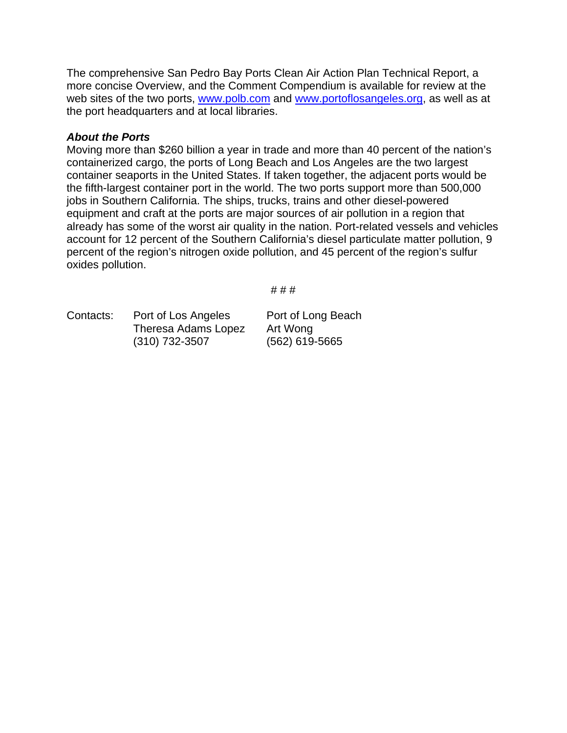The comprehensive San Pedro Bay Ports Clean Air Action Plan Technical Report, a more concise Overview, and the Comment Compendium is available for review at the web sites of the two ports, [www.polb.com](http://www.polb.com) and [www.portoflosangeles.org](http://www.portoflosangeles.org), as well as at the port headquarters and at local libraries.

***About the Ports***

Moving more than $260 billion a year in trade and more than 40 percent of the nation's containerized cargo, the ports of Long Beach and Los Angeles are the two largest container seaports in the United States. If taken together, the adjacent ports would be the fifth-largest container port in the world. The two ports support more than 500,000 jobs in Southern California. The ships, trucks, trains and other diesel-powered equipment and craft at the ports are major sources of air pollution in a region that already has some of the worst air quality in the nation. Port-related vessels and vehicles account for 12 percent of the Southern California's diesel particulate matter pollution, 9 percent of the region's nitrogen oxide pollution, and 45 percent of the region's sulfur oxides pollution.

# # #

| | | |
|---|---|---|
| Contacts: | Port of Los Angeles | Port of Long Beach |
| | Theresa Adams Lopez | Art Wong |
| | (310) 732-3507 | (562) 619-5665 |